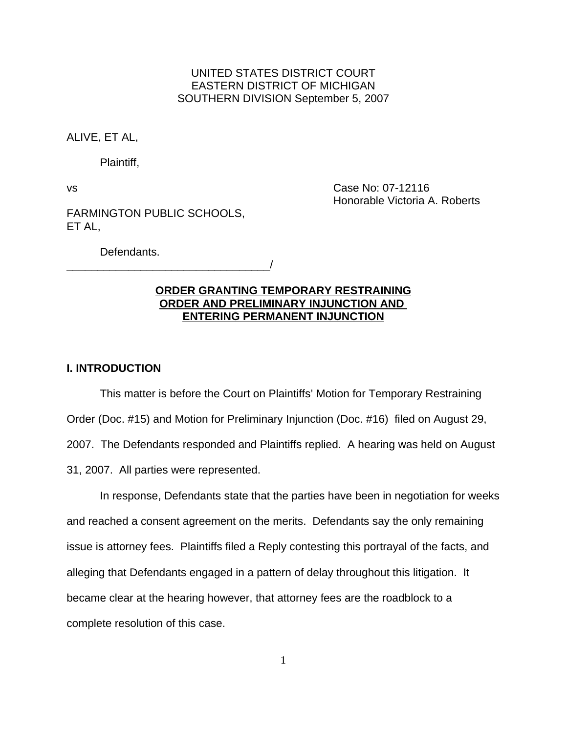UNITED STATES DISTRICT COURT
EASTERN DISTRICT OF MICHIGAN
SOUTHERN DIVISION September 5, 2007

ALIVE, ET AL,

Plaintiff,

vs

Case No: 07-12116
Honorable Victoria A. Roberts

FARMINGTON PUBLIC SCHOOLS,
ET AL,

Defendants.
_________________________________/

**ORDER GRANTING TEMPORARY RESTRAINING ORDER AND PRELIMINARY INJUNCTION AND ENTERING PERMANENT INJUNCTION**

## I. INTRODUCTION

This matter is before the Court on Plaintiffs' Motion for Temporary Restraining Order (Doc. #15) and Motion for Preliminary Injunction (Doc. #16) filed on August 29, 2007. The Defendants responded and Plaintiffs replied. A hearing was held on August 31, 2007. All parties were represented.

In response, Defendants state that the parties have been in negotiation for weeks and reached a consent agreement on the merits. Defendants say the only remaining issue is attorney fees. Plaintiffs filed a Reply contesting this portrayal of the facts, and alleging that Defendants engaged in a pattern of delay throughout this litigation. It became clear at the hearing however, that attorney fees are the roadblock to a complete resolution of this case.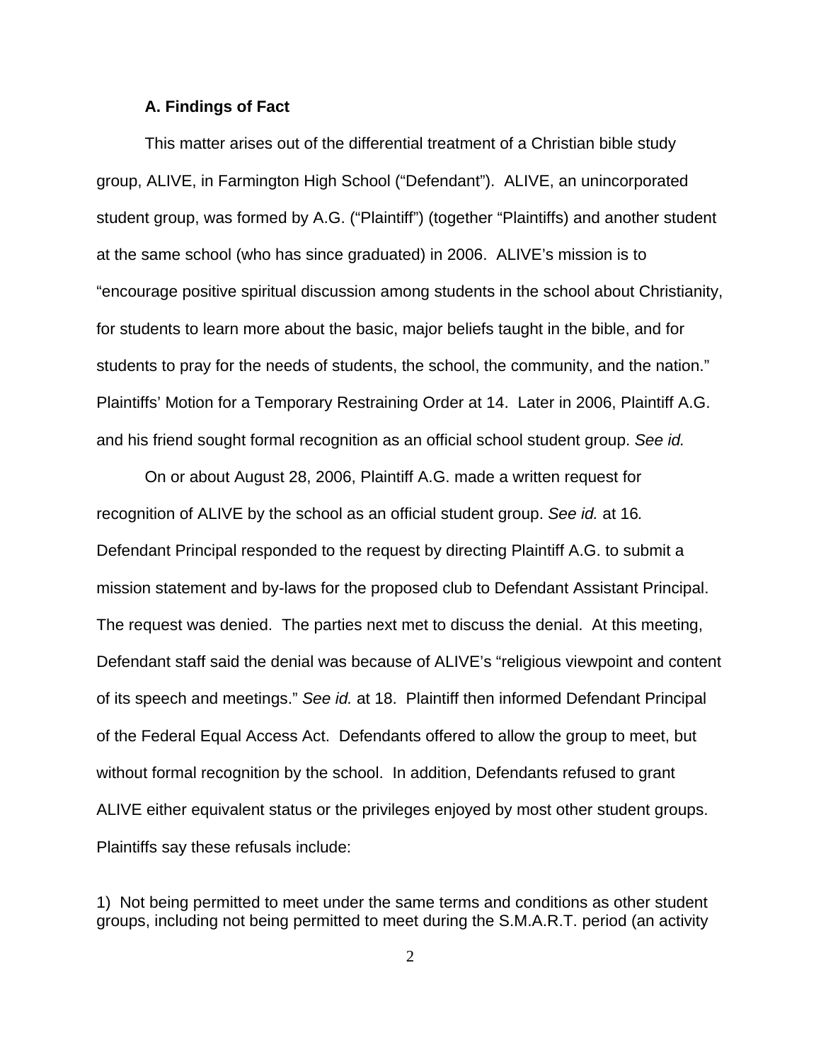### A. Findings of Fact

This matter arises out of the differential treatment of a Christian bible study group, ALIVE, in Farmington High School ("Defendant"). ALIVE, an unincorporated student group, was formed by A.G. ("Plaintiff") (together "Plaintiffs) and another student at the same school (who has since graduated) in 2006. ALIVE's mission is to "encourage positive spiritual discussion among students in the school about Christianity, for students to learn more about the basic, major beliefs taught in the bible, and for students to pray for the needs of students, the school, the community, and the nation." Plaintiffs' Motion for a Temporary Restraining Order at 14. Later in 2006, Plaintiff A.G. and his friend sought formal recognition as an official school student group. *See id.*

On or about August 28, 2006, Plaintiff A.G. made a written request for recognition of ALIVE by the school as an official student group. *See id.* at 16*.* Defendant Principal responded to the request by directing Plaintiff A.G. to submit a mission statement and by-laws for the proposed club to Defendant Assistant Principal. The request was denied. The parties next met to discuss the denial. At this meeting, Defendant staff said the denial was because of ALIVE's "religious viewpoint and content of its speech and meetings." *See id.* at 18. Plaintiff then informed Defendant Principal of the Federal Equal Access Act. Defendants offered to allow the group to meet, but without formal recognition by the school. In addition, Defendants refused to grant ALIVE either equivalent status or the privileges enjoyed by most other student groups. Plaintiffs say these refusals include:

1) Not being permitted to meet under the same terms and conditions as other student groups, including not being permitted to meet during the S.M.A.R.T. period (an activity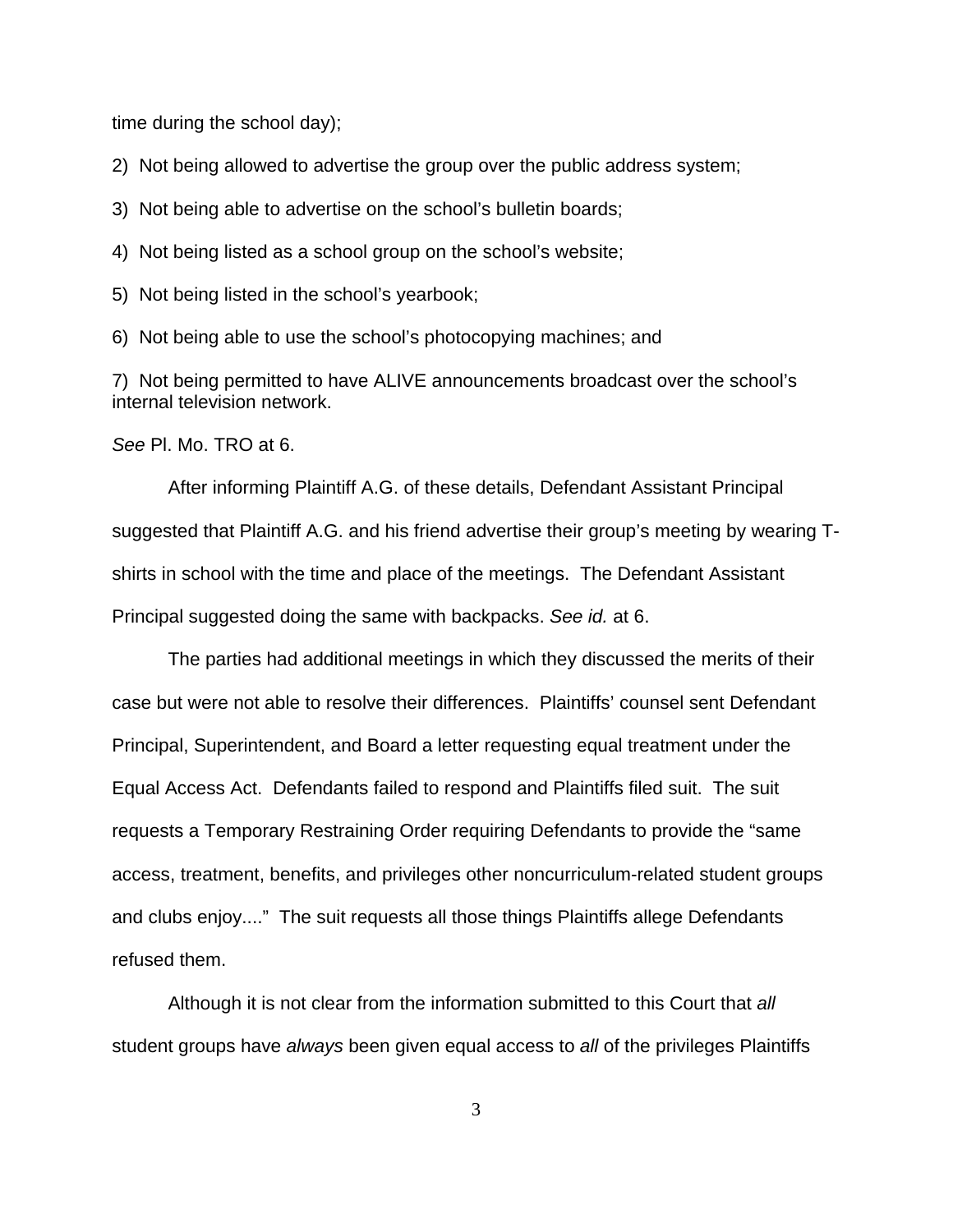time during the school day);

2) Not being allowed to advertise the group over the public address system;

3) Not being able to advertise on the school's bulletin boards;

4) Not being listed as a school group on the school's website;

5) Not being listed in the school's yearbook;

6) Not being able to use the school's photocopying machines; and

7) Not being permitted to have ALIVE announcements broadcast over the school's internal television network.

*See* Pl. Mo. TRO at 6.

After informing Plaintiff A.G. of these details, Defendant Assistant Principal suggested that Plaintiff A.G. and his friend advertise their group's meeting by wearing T-shirts in school with the time and place of the meetings. The Defendant Assistant Principal suggested doing the same with backpacks. *See id.* at 6.

The parties had additional meetings in which they discussed the merits of their case but were not able to resolve their differences. Plaintiffs' counsel sent Defendant Principal, Superintendent, and Board a letter requesting equal treatment under the Equal Access Act. Defendants failed to respond and Plaintiffs filed suit. The suit requests a Temporary Restraining Order requiring Defendants to provide the "same access, treatment, benefits, and privileges other noncurriculum-related student groups and clubs enjoy...." The suit requests all those things Plaintiffs allege Defendants refused them.

Although it is not clear from the information submitted to this Court that *all* student groups have *always* been given equal access to *all* of the privileges Plaintiffs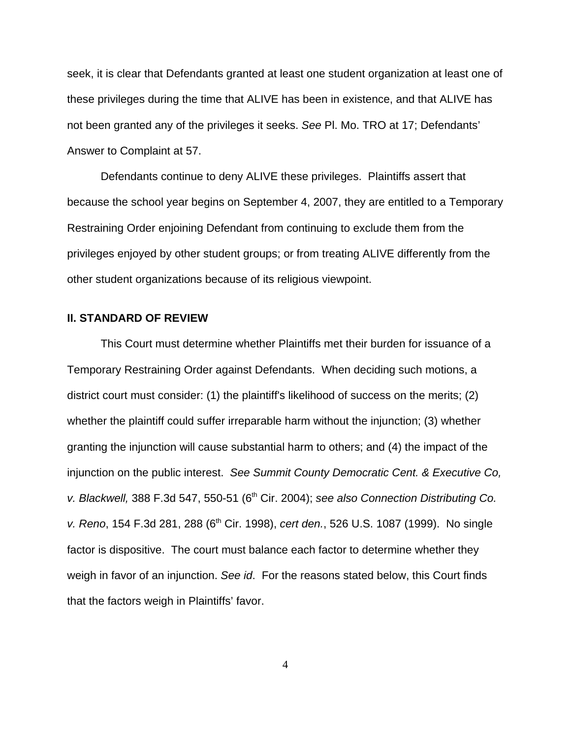seek, it is clear that Defendants granted at least one student organization at least one of these privileges during the time that ALIVE has been in existence, and that ALIVE has not been granted any of the privileges it seeks. *See* Pl. Mo. TRO at 17; Defendants' Answer to Complaint at 57.

Defendants continue to deny ALIVE these privileges. Plaintiffs assert that because the school year begins on September 4, 2007, they are entitled to a Temporary Restraining Order enjoining Defendant from continuing to exclude them from the privileges enjoyed by other student groups; or from treating ALIVE differently from the other student organizations because of its religious viewpoint.

## II. STANDARD OF REVIEW

This Court must determine whether Plaintiffs met their burden for issuance of a Temporary Restraining Order against Defendants. When deciding such motions, a district court must consider: (1) the plaintiff's likelihood of success on the merits; (2) whether the plaintiff could suffer irreparable harm without the injunction; (3) whether granting the injunction will cause substantial harm to others; and (4) the impact of the injunction on the public interest. *See Summit County Democratic Cent. & Executive Co, v. Blackwell,* 388 F.3d 547, 550-51 (6th Cir. 2004); *see also Connection Distributing Co. v. Reno*, 154 F.3d 281, 288 (6th Cir. 1998), *cert den.*, 526 U.S. 1087 (1999). No single factor is dispositive. The court must balance each factor to determine whether they weigh in favor of an injunction. *See id*. For the reasons stated below, this Court finds that the factors weigh in Plaintiffs' favor.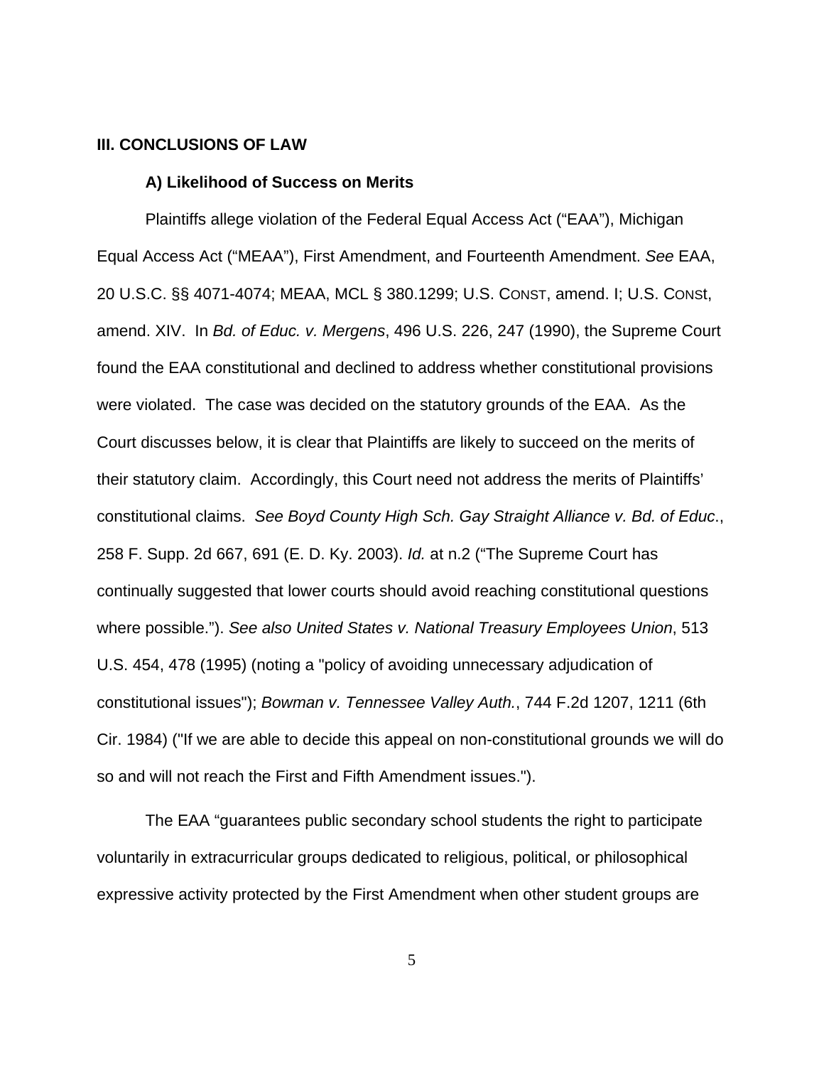## III. CONCLUSIONS OF LAW

### A) Likelihood of Success on Merits

Plaintiffs allege violation of the Federal Equal Access Act ("EAA"), Michigan Equal Access Act ("MEAA"), First Amendment, and Fourteenth Amendment. *See* EAA, 20 U.S.C. §§ 4071-4074; MEAA, MCL § 380.1299; U.S. CONST, amend. I; U.S. CONSt, amend. XIV. In *Bd. of Educ. v. Mergens*, 496 U.S. 226, 247 (1990), the Supreme Court found the EAA constitutional and declined to address whether constitutional provisions were violated. The case was decided on the statutory grounds of the EAA. As the Court discusses below, it is clear that Plaintiffs are likely to succeed on the merits of their statutory claim. Accordingly, this Court need not address the merits of Plaintiffs' constitutional claims. *See Boyd County High Sch. Gay Straight Alliance v. Bd. of Educ.*, 258 F. Supp. 2d 667, 691 (E. D. Ky. 2003). *Id.* at n.2 ("The Supreme Court has continually suggested that lower courts should avoid reaching constitutional questions where possible."). *See also United States v. National Treasury Employees Union*, 513 U.S. 454, 478 (1995) (noting a "policy of avoiding unnecessary adjudication of constitutional issues"); *Bowman v. Tennessee Valley Auth.*, 744 F.2d 1207, 1211 (6th Cir. 1984) ("If we are able to decide this appeal on non-constitutional grounds we will do so and will not reach the First and Fifth Amendment issues.").

The EAA "guarantees public secondary school students the right to participate voluntarily in extracurricular groups dedicated to religious, political, or philosophical expressive activity protected by the First Amendment when other student groups are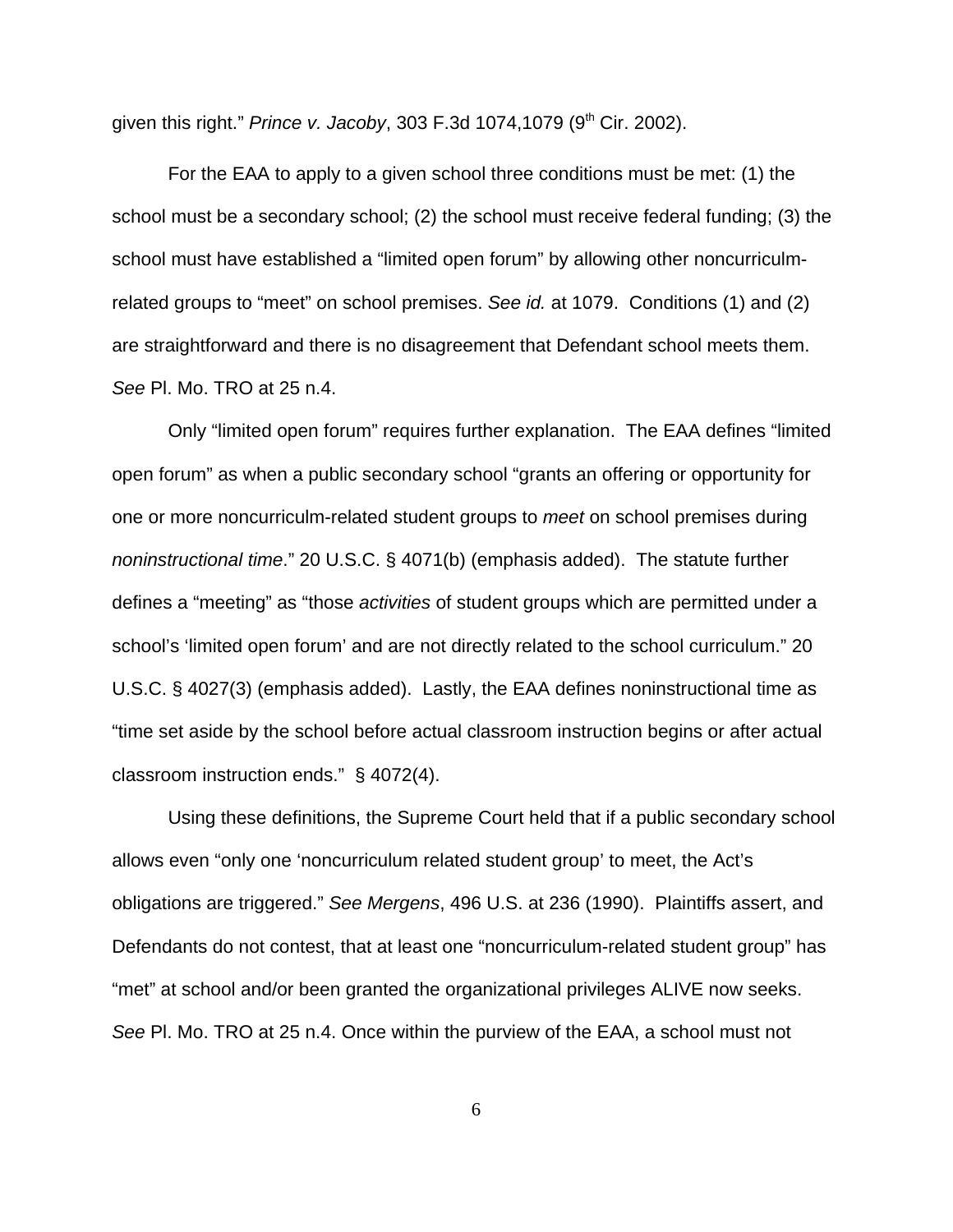given this right." *Prince v. Jacoby*, 303 F.3d 1074,1079 (9th Cir. 2002).

For the EAA to apply to a given school three conditions must be met: (1) the school must be a secondary school; (2) the school must receive federal funding; (3) the school must have established a "limited open forum" by allowing other noncurriculm-related groups to "meet" on school premises. *See id.* at 1079. Conditions (1) and (2) are straightforward and there is no disagreement that Defendant school meets them. *See* Pl. Mo. TRO at 25 n.4.

Only "limited open forum" requires further explanation. The EAA defines "limited open forum" as when a public secondary school "grants an offering or opportunity for one or more noncurriculm-related student groups to *meet* on school premises during *noninstructional time*." 20 U.S.C. § 4071(b) (emphasis added). The statute further defines a "meeting" as "those *activities* of student groups which are permitted under a school's 'limited open forum' and are not directly related to the school curriculum." 20 U.S.C. § 4027(3) (emphasis added). Lastly, the EAA defines noninstructional time as "time set aside by the school before actual classroom instruction begins or after actual classroom instruction ends." § 4072(4).

Using these definitions, the Supreme Court held that if a public secondary school allows even "only one 'noncurriculum related student group' to meet, the Act's obligations are triggered." *See Mergens*, 496 U.S. at 236 (1990). Plaintiffs assert, and Defendants do not contest, that at least one "noncurriculum-related student group" has "met" at school and/or been granted the organizational privileges ALIVE now seeks. *See* Pl. Mo. TRO at 25 n.4. Once within the purview of the EAA, a school must not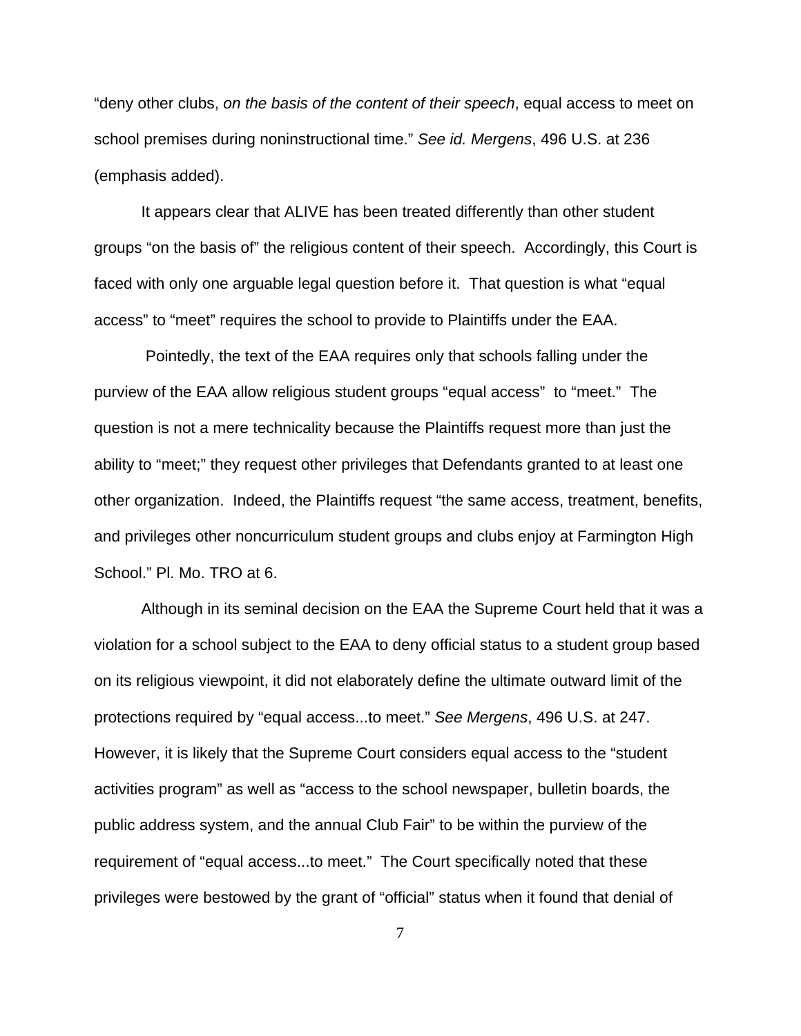"deny other clubs, *on the basis of the content of their speech*, equal access to meet on school premises during noninstructional time." *See id. Mergens*, 496 U.S. at 236 (emphasis added).

It appears clear that ALIVE has been treated differently than other student groups "on the basis of" the religious content of their speech. Accordingly, this Court is faced with only one arguable legal question before it. That question is what "equal access" to "meet" requires the school to provide to Plaintiffs under the EAA.

Pointedly, the text of the EAA requires only that schools falling under the purview of the EAA allow religious student groups "equal access" to "meet." The question is not a mere technicality because the Plaintiffs request more than just the ability to "meet;" they request other privileges that Defendants granted to at least one other organization. Indeed, the Plaintiffs request "the same access, treatment, benefits, and privileges other noncurriculum student groups and clubs enjoy at Farmington High School." Pl. Mo. TRO at 6.

Although in its seminal decision on the EAA the Supreme Court held that it was a violation for a school subject to the EAA to deny official status to a student group based on its religious viewpoint, it did not elaborately define the ultimate outward limit of the protections required by "equal access...to meet." *See Mergens*, 496 U.S. at 247. However, it is likely that the Supreme Court considers equal access to the "student activities program" as well as "access to the school newspaper, bulletin boards, the public address system, and the annual Club Fair" to be within the purview of the requirement of "equal access...to meet." The Court specifically noted that these privileges were bestowed by the grant of "official" status when it found that denial of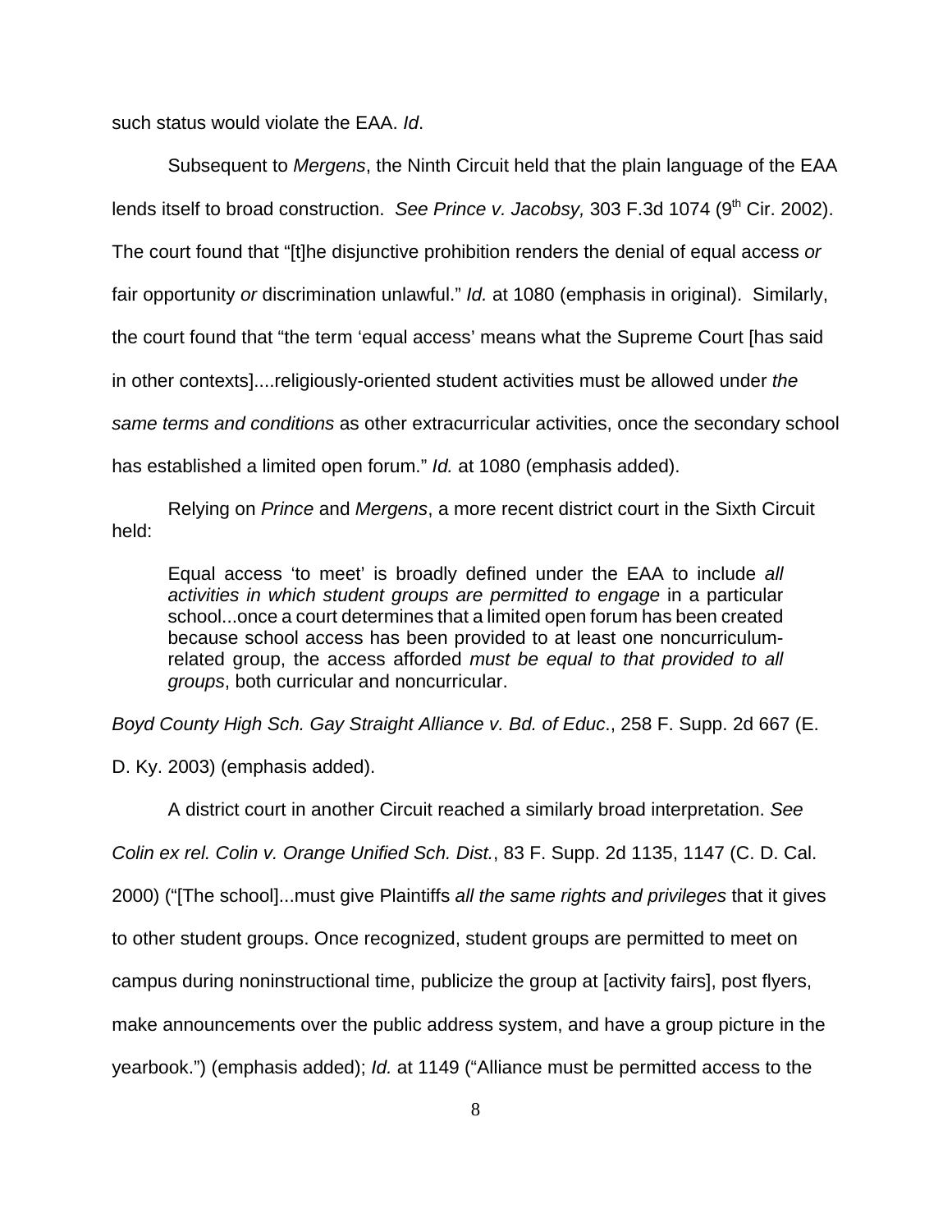such status would violate the EAA. *Id*.

Subsequent to *Mergens*, the Ninth Circuit held that the plain language of the EAA lends itself to broad construction. *See Prince v. Jacobsy,* 303 F.3d 1074 (9th Cir. 2002). The court found that "[t]he disjunctive prohibition renders the denial of equal access *or* fair opportunity *or* discrimination unlawful." *Id.* at 1080 (emphasis in original). Similarly, the court found that "the term 'equal access' means what the Supreme Court [has said in other contexts]....religiously-oriented student activities must be allowed under *the same terms and conditions* as other extracurricular activities, once the secondary school has established a limited open forum." *Id.* at 1080 (emphasis added).

Relying on *Prince* and *Mergens*, a more recent district court in the Sixth Circuit held:

> Equal access 'to meet' is broadly defined under the EAA to include *all activities in which student groups are permitted to engage* in a particular school...once a court determines that a limited open forum has been created because school access has been provided to at least one noncurriculum-related group, the access afforded *must be equal to that provided to all groups*, both curricular and noncurricular.

*Boyd County High Sch. Gay Straight Alliance v. Bd. of Educ*., 258 F. Supp. 2d 667 (E. D. Ky. 2003) (emphasis added).

A district court in another Circuit reached a similarly broad interpretation. *See Colin ex rel. Colin v. Orange Unified Sch. Dist.*, 83 F. Supp. 2d 1135, 1147 (C. D. Cal. 2000) ("[The school]...must give Plaintiffs *all the same rights and privileges* that it gives to other student groups. Once recognized, student groups are permitted to meet on campus during noninstructional time, publicize the group at [activity fairs], post flyers, make announcements over the public address system, and have a group picture in the yearbook.") (emphasis added); *Id.* at 1149 ("Alliance must be permitted access to the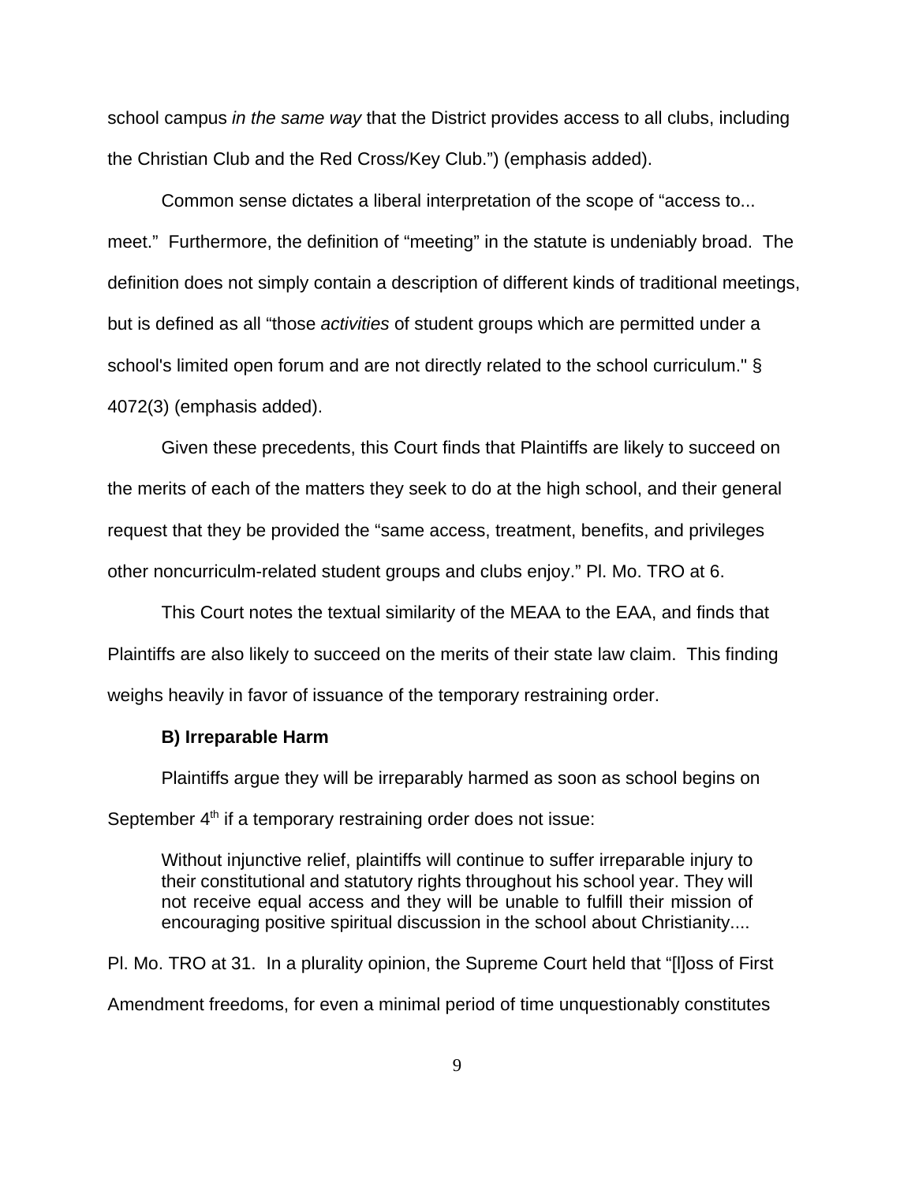school campus *in the same way* that the District provides access to all clubs, including the Christian Club and the Red Cross/Key Club.") (emphasis added).

Common sense dictates a liberal interpretation of the scope of "access to... meet." Furthermore, the definition of "meeting" in the statute is undeniably broad. The definition does not simply contain a description of different kinds of traditional meetings, but is defined as all "those *activities* of student groups which are permitted under a school's limited open forum and are not directly related to the school curriculum." § 4072(3) (emphasis added).

Given these precedents, this Court finds that Plaintiffs are likely to succeed on the merits of each of the matters they seek to do at the high school, and their general request that they be provided the "same access, treatment, benefits, and privileges other noncurriculm-related student groups and clubs enjoy." Pl. Mo. TRO at 6.

This Court notes the textual similarity of the MEAA to the EAA, and finds that Plaintiffs are also likely to succeed on the merits of their state law claim. This finding weighs heavily in favor of issuance of the temporary restraining order.

**B) Irreparable Harm**

Plaintiffs argue they will be irreparably harmed as soon as school begins on September 4th if a temporary restraining order does not issue:

> Without injunctive relief, plaintiffs will continue to suffer irreparable injury to their constitutional and statutory rights throughout his school year. They will not receive equal access and they will be unable to fulfill their mission of encouraging positive spiritual discussion in the school about Christianity....

Pl. Mo. TRO at 31. In a plurality opinion, the Supreme Court held that "[l]oss of First Amendment freedoms, for even a minimal period of time unquestionably constitutes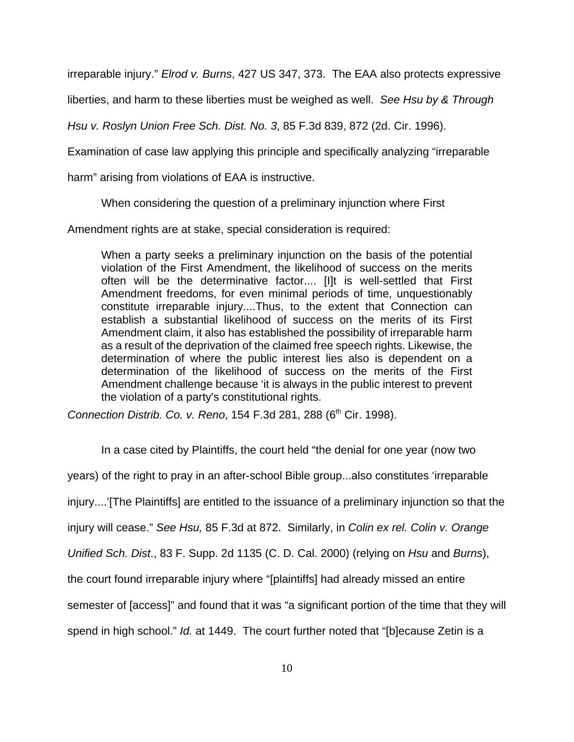irreparable injury." *Elrod v. Burns*, 427 US 347, 373. The EAA also protects expressive liberties, and harm to these liberties must be weighed as well. *See Hsu by & Through Hsu v. Roslyn Union Free Sch. Dist. No. 3*, 85 F.3d 839, 872 (2d. Cir. 1996). Examination of case law applying this principle and specifically analyzing "irreparable harm" arising from violations of EAA is instructive.

When considering the question of a preliminary injunction where First Amendment rights are at stake, special consideration is required:

> When a party seeks a preliminary injunction on the basis of the potential violation of the First Amendment, the likelihood of success on the merits often will be the determinative factor.... [I]t is well-settled that First Amendment freedoms, for even minimal periods of time, unquestionably constitute irreparable injury....Thus, to the extent that Connection can establish a substantial likelihood of success on the merits of its First Amendment claim, it also has established the possibility of irreparable harm as a result of the deprivation of the claimed free speech rights. Likewise, the determination of where the public interest lies also is dependent on a determination of the likelihood of success on the merits of the First Amendment challenge because 'it is always in the public interest to prevent the violation of a party's constitutional rights.

*Connection Distrib. Co. v. Reno*, 154 F.3d 281, 288 (6th Cir. 1998).

In a case cited by Plaintiffs, the court held "the denial for one year (now two years) of the right to pray in an after-school Bible group...also constitutes 'irreparable injury....'[The Plaintiffs] are entitled to the issuance of a preliminary injunction so that the injury will cease." *See Hsu,* 85 F.3d at 872. Similarly, in *Colin ex rel. Colin v. Orange Unified Sch. Dist*., 83 F. Supp. 2d 1135 (C. D. Cal. 2000) (relying on *Hsu* and *Burns*), the court found irreparable injury where "[plaintiffs] had already missed an entire semester of [access]" and found that it was "a significant portion of the time that they will spend in high school." *Id.* at 1449. The court further noted that "[b]ecause Zetin is a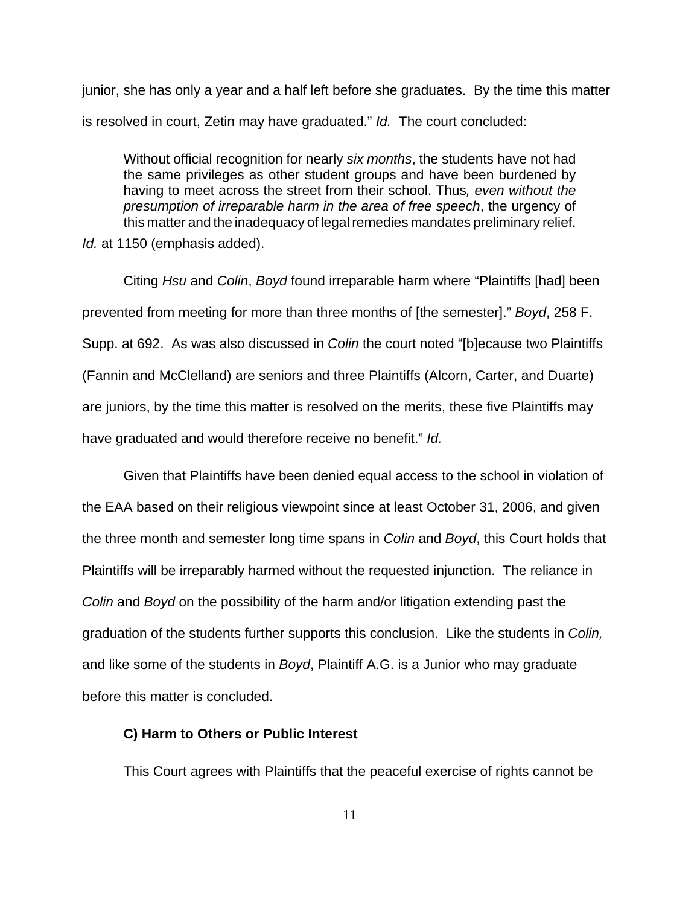junior, she has only a year and a half left before she graduates. By the time this matter is resolved in court, Zetin may have graduated." *Id.* The court concluded:

> Without official recognition for nearly *six months*, the students have not had the same privileges as other student groups and have been burdened by having to meet across the street from their school. Thus*, even without the presumption of irreparable harm in the area of free speech*, the urgency of this matter and the inadequacy of legal remedies mandates preliminary relief.

*Id.* at 1150 (emphasis added).

Citing *Hsu* and *Colin*, *Boyd* found irreparable harm where "Plaintiffs [had] been prevented from meeting for more than three months of [the semester]." *Boyd*, 258 F. Supp. at 692. As was also discussed in *Colin* the court noted "[b]ecause two Plaintiffs (Fannin and McClelland) are seniors and three Plaintiffs (Alcorn, Carter, and Duarte) are juniors, by the time this matter is resolved on the merits, these five Plaintiffs may have graduated and would therefore receive no benefit." *Id.*

Given that Plaintiffs have been denied equal access to the school in violation of the EAA based on their religious viewpoint since at least October 31, 2006, and given the three month and semester long time spans in *Colin* and *Boyd*, this Court holds that Plaintiffs will be irreparably harmed without the requested injunction. The reliance in *Colin* and *Boyd* on the possibility of the harm and/or litigation extending past the graduation of the students further supports this conclusion. Like the students in *Colin,* and like some of the students in *Boyd*, Plaintiff A.G. is a Junior who may graduate before this matter is concluded.

**C) Harm to Others or Public Interest**

This Court agrees with Plaintiffs that the peaceful exercise of rights cannot be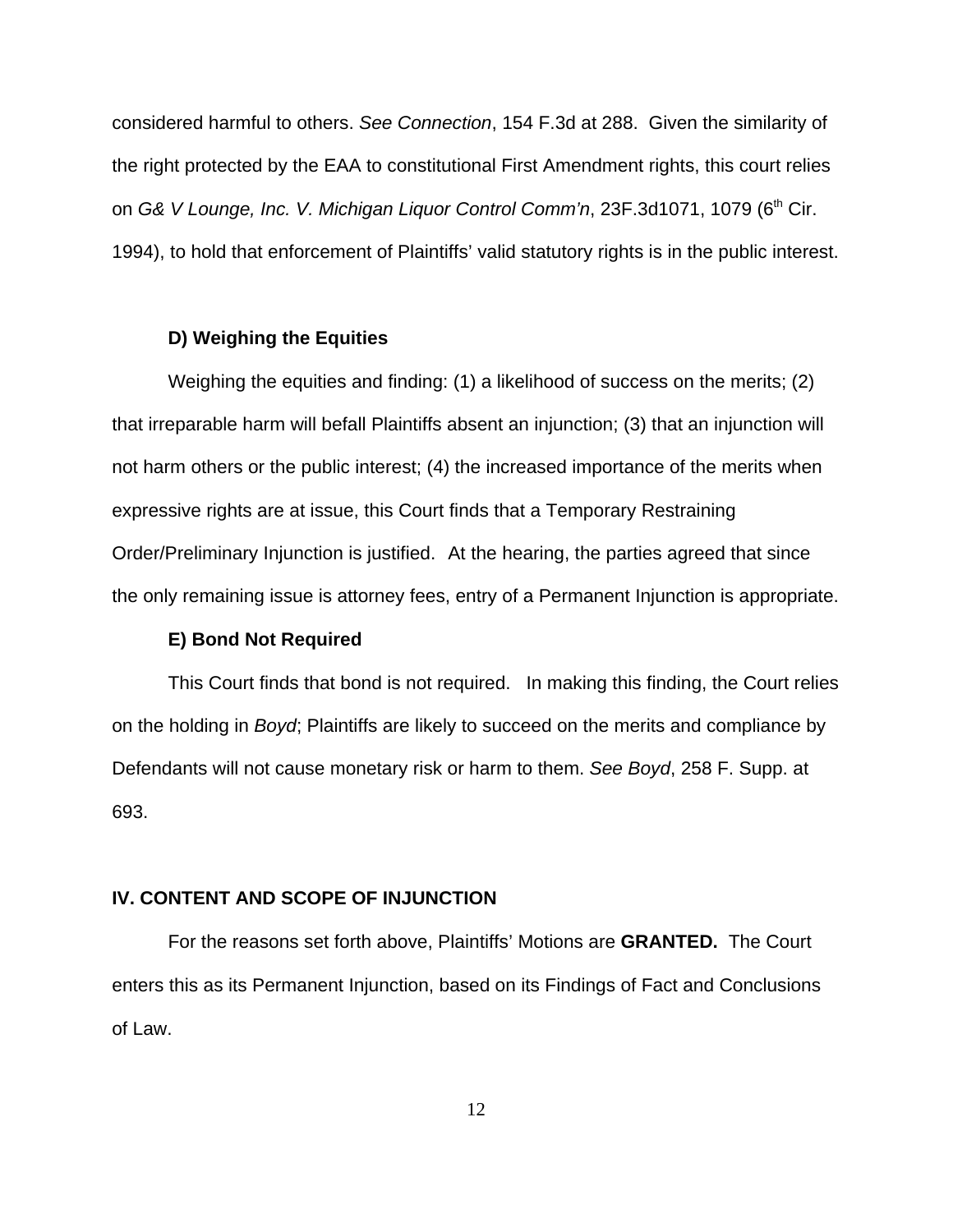considered harmful to others. *See Connection*, 154 F.3d at 288. Given the similarity of the right protected by the EAA to constitutional First Amendment rights, this court relies on *G& V Lounge, Inc. V. Michigan Liquor Control Comm'n*, 23F.3d1071, 1079 (6th Cir. 1994), to hold that enforcement of Plaintiffs' valid statutory rights is in the public interest.

### D) Weighing the Equities

Weighing the equities and finding: (1) a likelihood of success on the merits; (2) that irreparable harm will befall Plaintiffs absent an injunction; (3) that an injunction will not harm others or the public interest; (4) the increased importance of the merits when expressive rights are at issue, this Court finds that a Temporary Restraining Order/Preliminary Injunction is justified. At the hearing, the parties agreed that since the only remaining issue is attorney fees, entry of a Permanent Injunction is appropriate.

### E) Bond Not Required

This Court finds that bond is not required. In making this finding, the Court relies on the holding in *Boyd*; Plaintiffs are likely to succeed on the merits and compliance by Defendants will not cause monetary risk or harm to them. *See Boyd*, 258 F. Supp. at 693.

## IV. CONTENT AND SCOPE OF INJUNCTION

For the reasons set forth above, Plaintiffs' Motions are **GRANTED.** The Court enters this as its Permanent Injunction, based on its Findings of Fact and Conclusions of Law.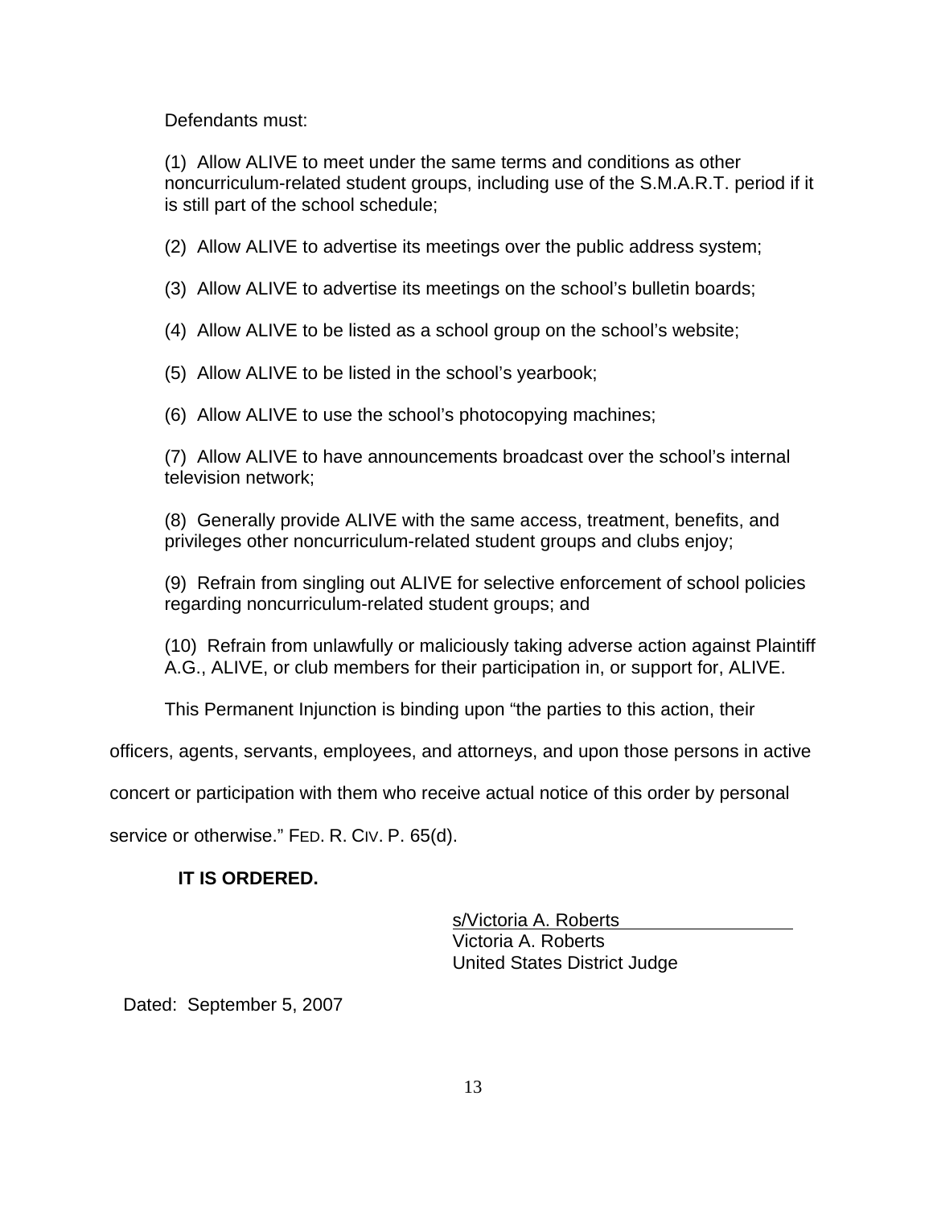Defendants must:

(1) Allow ALIVE to meet under the same terms and conditions as other noncurriculum-related student groups, including use of the S.M.A.R.T. period if it is still part of the school schedule;

(2) Allow ALIVE to advertise its meetings over the public address system;

(3) Allow ALIVE to advertise its meetings on the school's bulletin boards;

(4) Allow ALIVE to be listed as a school group on the school's website;

(5) Allow ALIVE to be listed in the school's yearbook;

(6) Allow ALIVE to use the school's photocopying machines;

(7) Allow ALIVE to have announcements broadcast over the school's internal television network;

(8) Generally provide ALIVE with the same access, treatment, benefits, and privileges other noncurriculum-related student groups and clubs enjoy;

(9) Refrain from singling out ALIVE for selective enforcement of school policies regarding noncurriculum-related student groups; and

(10) Refrain from unlawfully or maliciously taking adverse action against Plaintiff A.G., ALIVE, or club members for their participation in, or support for, ALIVE.

This Permanent Injunction is binding upon "the parties to this action, their officers, agents, servants, employees, and attorneys, and upon those persons in active concert or participation with them who receive actual notice of this order by personal service or otherwise." FED. R. CIV. P. 65(d).

**IT IS ORDERED.**

s/Victoria A. Roberts
Victoria A. Roberts
United States District Judge

Dated: September 5, 2007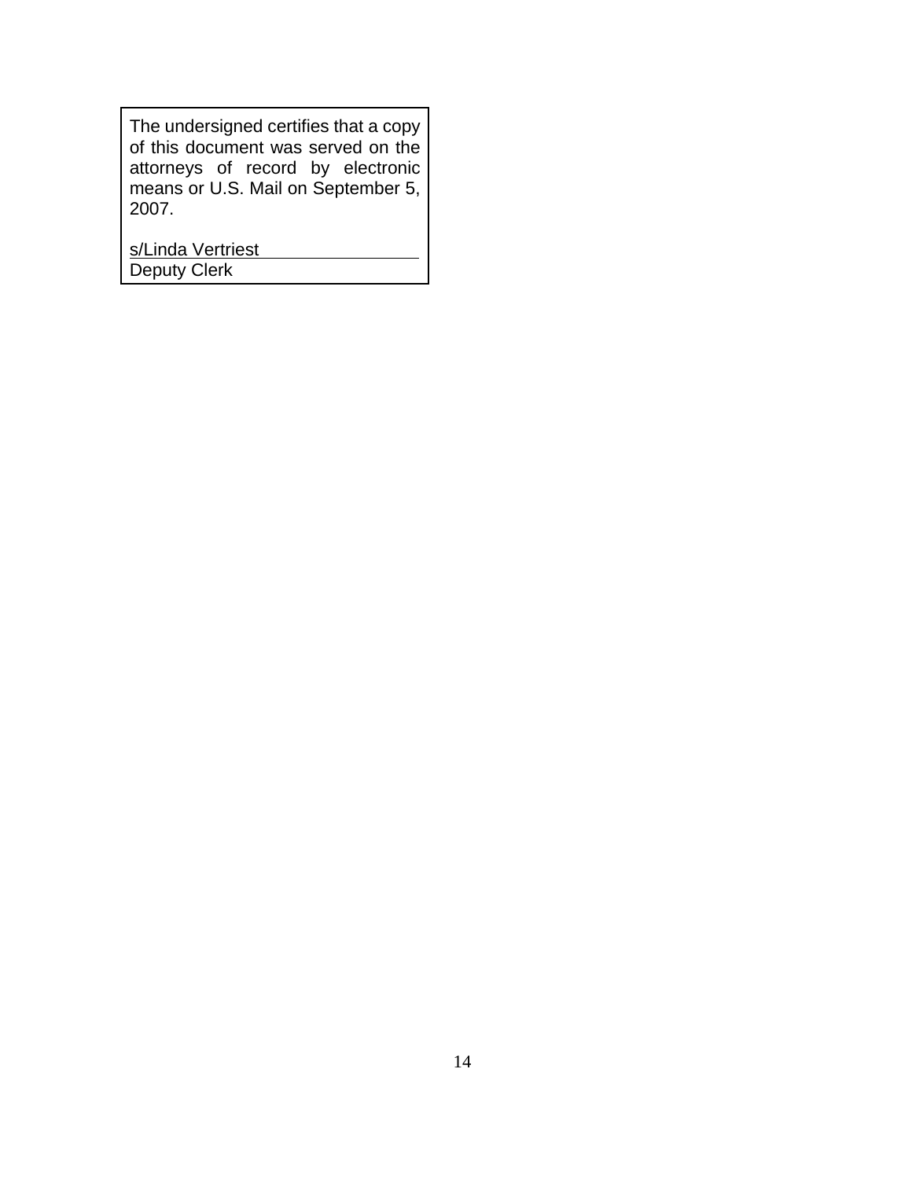The undersigned certifies that a copy of this document was served on the attorneys of record by electronic means or U.S. Mail on September 5, 2007.

s/Linda Vertriest
Deputy Clerk